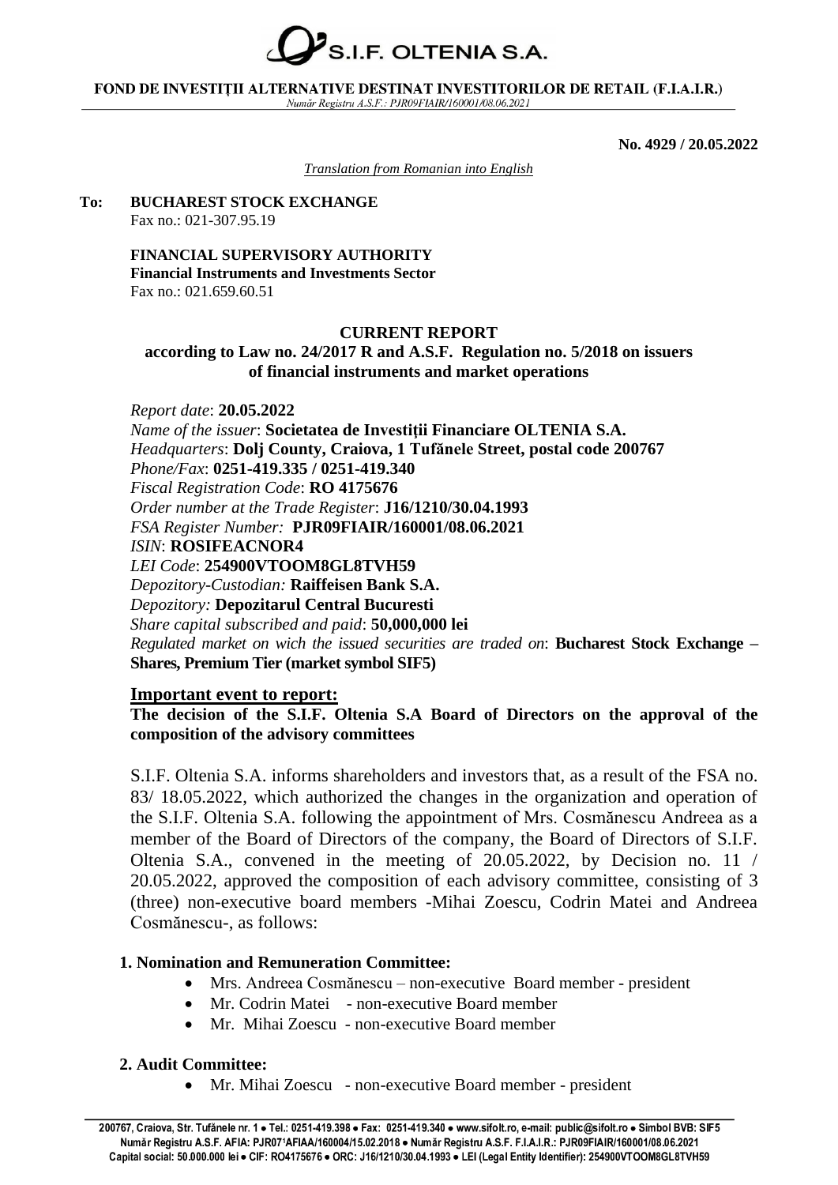# S.I.F. OLTENIA S.A.

**FOND DE INVESTIȚII ALTERNATIVE DESTINAT INVESTITORILOR DE RETAIL (F.I.A.I.R.)**

*Număr Registru A.S.F.: PJR09FIAIR/160001/08.06.2021*

**No. 4929 / 20.05.2022**

*Translation from Romanian into English*

**To: BUCHAREST STOCK EXCHANGE**
Fax no.: 021-307.95.19

**FINANCIAL SUPERVISORY AUTHORITY**
**Financial Instruments and Investments Sector**
Fax no.: 021.659.60.51

## CURRENT REPORT

**according to Law no. 24/2017 R and A.S.F. Regulation no. 5/2018 on issuers of financial instruments and market operations**

*Report date*: **20.05.2022**
*Name of the issuer*: **Societatea de Investiții Financiare OLTENIA S.A.**
*Headquarters*: **Dolj County, Craiova, 1 Tufănele Street, postal code 200767**
*Phone/Fax*: **0251-419.335 / 0251-419.340**
*Fiscal Registration Code*: **RO 4175676**
*Order number at the Trade Register*: **J16/1210/30.04.1993**
*FSA Register Number:* **PJR09FIAIR/160001/08.06.2021**
*ISIN*: **ROSIFEACNOR4**
*LEI Code*: **254900VTOOM8GL8TVH59**
*Depozitory-Custodian:* **Raiffeisen Bank S.A.**
*Depozitory:* **Depozitarul Central Bucuresti**
*Share capital subscribed and paid*: **50,000,000 lei**
*Regulated market on wich the issued securities are traded on*: **Bucharest Stock Exchange – Shares, Premium Tier (market symbol SIF5)**

### Important event to report:

**The decision of the S.I.F. Oltenia S.A Board of Directors on the approval of the composition of the advisory committees**

S.I.F. Oltenia S.A. informs shareholders and investors that, as a result of the FSA no. 83/ 18.05.2022, which authorized the changes in the organization and operation of the S.I.F. Oltenia S.A. following the appointment of Mrs. Cosmănescu Andreea as a member of the Board of Directors of the company, the Board of Directors of S.I.F. Oltenia S.A., convened in the meeting of 20.05.2022, by Decision no. 11 / 20.05.2022, approved the composition of each advisory committee, consisting of 3 (three) non-executive board members -Mihai Zoescu, Codrin Matei and Andreea Cosmănescu-, as follows:

**1. Nomination and Remuneration Committee:**

- Mrs. Andreea Cosmănescu – non-executive Board member - president
- Mr. Codrin Matei - non-executive Board member
- Mr. Mihai Zoescu - non-executive Board member

**2. Audit Committee:**

- Mr. Mihai Zoescu - non-executive Board member - president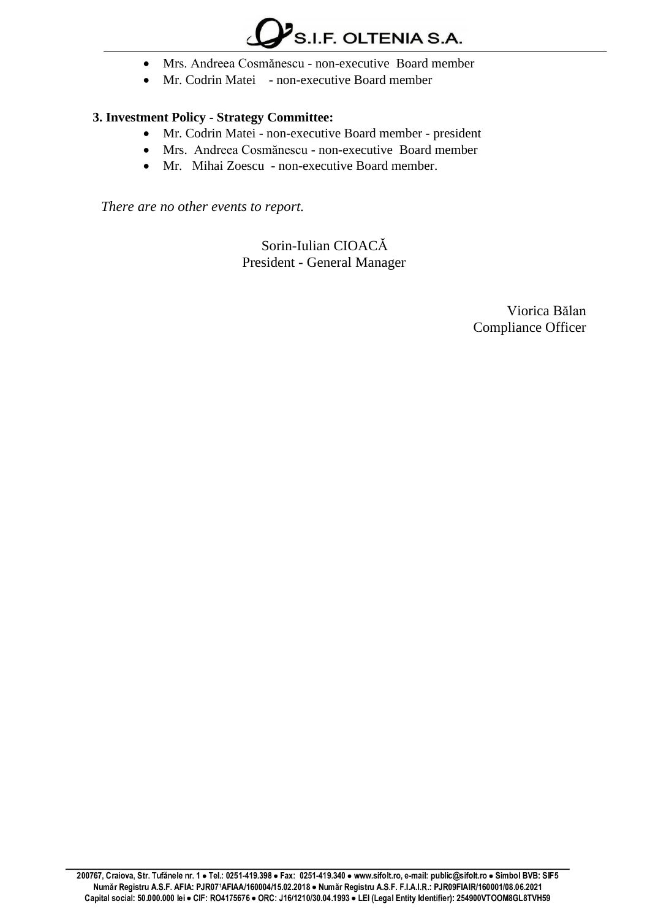- Mrs. Andreea Cosmănescu - non-executive Board member
- Mr. Codrin Matei - non-executive Board member

**3. Investment Policy - Strategy Committee:**

- Mr. Codrin Matei - non-executive Board member - president
- Mrs. Andreea Cosmănescu - non-executive Board member
- Mr. Mihai Zoescu - non-executive Board member.

*There are no other events to report.*

Sorin-Iulian CIOACĂ
President - General Manager

Viorica Bălan
Compliance Officer